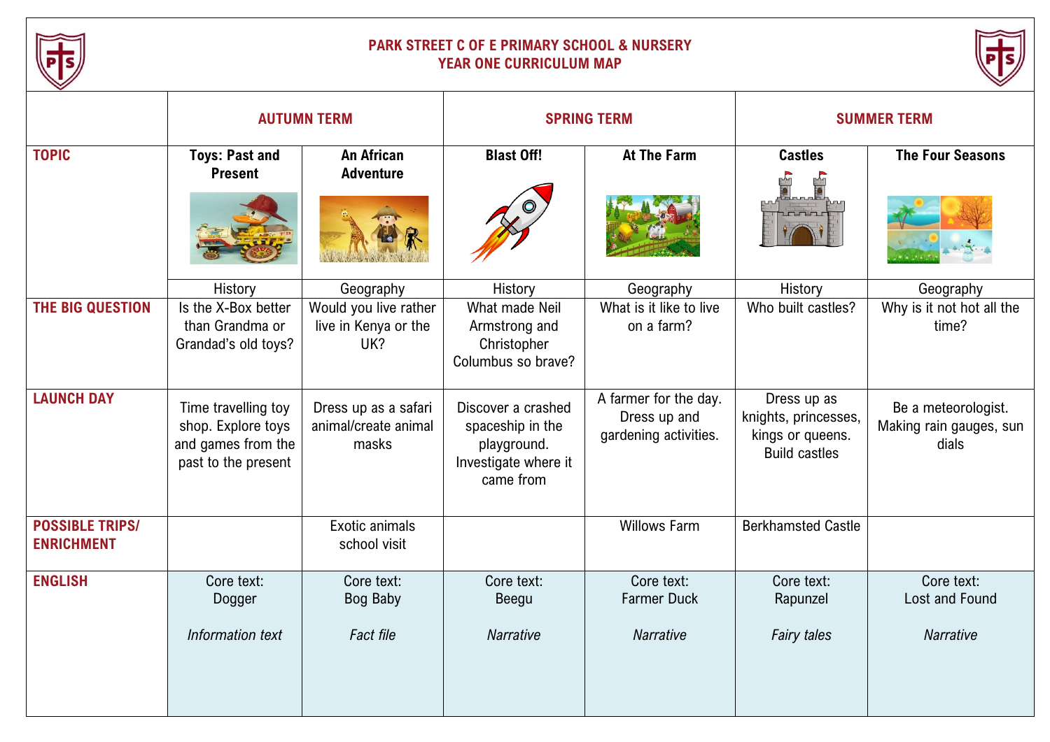# PARK STREET C OF E PRIMARY SCHOOL & NURSERY
## YEAR ONE CURRICULUM MAP

| | AUTUMN TERM | | SPRING TERM | | SUMMER TERM | |
|---|---|---|---|---|---|---|
| **TOPIC** | **Toys: Past and Present** | **An African Adventure** | **Blast Off!** | **At The Farm** | **Castles** | **The Four Seasons** |
| | History | Geography | History | Geography | History | Geography |
| **THE BIG QUESTION** | Is the X-Box better than Grandma or Grandad's old toys? | Would you live rather live in Kenya or the UK? | What made Neil Armstrong and Christopher Columbus so brave? | What is it like to live on a farm? | Who built castles? | Why is it not hot all the time? |
| **LAUNCH DAY** | Time travelling toy shop. Explore toys and games from the past to the present | Dress up as a safari animal/create animal masks | Discover a crashed spaceship in the playground. Investigate where it came from | A farmer for the day. Dress up and gardening activities. | Dress up as knights, princesses, kings or queens. Build castles | Be a meteorologist. Making rain gauges, sun dials |
| **POSSIBLE TRIPS/ ENRICHMENT** | | Exotic animals school visit | | Willows Farm | Berkhamsted Castle | |
| **ENGLISH** | Core text: Dogger<br><br>*Information text* | Core text: Bog Baby<br><br>*Fact file* | Core text: Beegu<br><br>*Narrative* | Core text: Farmer Duck<br><br>*Narrative* | Core text: Rapunzel<br><br>*Fairy tales* | Core text: Lost and Found<br><br>*Narrative* |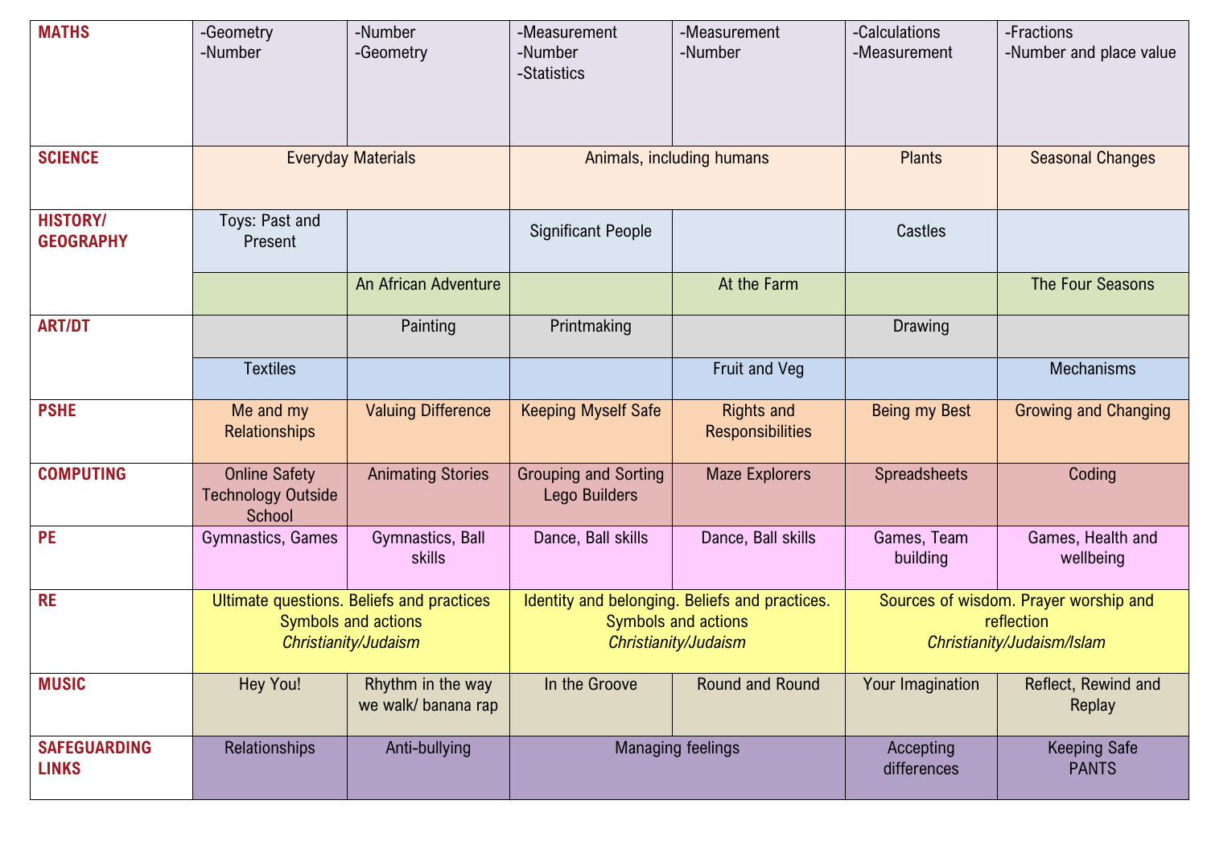| | | | | | | |
|---|---|---|---|---|---|---|
| **MATHS** | -Geometry<br>-Number | -Number<br>-Geometry | -Measurement<br>-Number<br>-Statistics | -Measurement<br>-Number | -Calculations<br>-Measurement | -Fractions<br>-Number and place value |
| **SCIENCE** | Everyday Materials | | Animals, including humans | | Plants | Seasonal Changes |
| **HISTORY/ GEOGRAPHY** | Toys: Past and Present | | Significant People | | Castles | |
| | | An African Adventure | | At the Farm | | The Four Seasons |
| **ART/DT** | | Painting | Printmaking | | Drawing | |
| | Textiles | | | Fruit and Veg | | Mechanisms |
| **PSHE** | Me and my Relationships | Valuing Difference | Keeping Myself Safe | Rights and Responsibilities | Being my Best | Growing and Changing |
| **COMPUTING** | Online Safety<br>Technology Outside School | Animating Stories | Grouping and Sorting<br>Lego Builders | Maze Explorers | Spreadsheets | Coding |
| **PE** | Gymnastics, Games | Gymnastics, Ball skills | Dance, Ball skills | Dance, Ball skills | Games, Team building | Games, Health and wellbeing |
| **RE** | Ultimate questions. Beliefs and practices<br>Symbols and actions<br>*Christianity/Judaism* | | Identity and belonging. Beliefs and practices.<br>Symbols and actions<br>*Christianity/Judaism* | | Sources of wisdom. Prayer worship and reflection<br>*Christianity/Judaism/Islam* | |
| **MUSIC** | Hey You! | Rhythm in the way we walk/ banana rap | In the Groove | Round and Round | Your Imagination | Reflect, Rewind and Replay |
| **SAFEGUARDING LINKS** | Relationships | Anti-bullying | Managing feelings | | Accepting differences | Keeping Safe<br>PANTS |